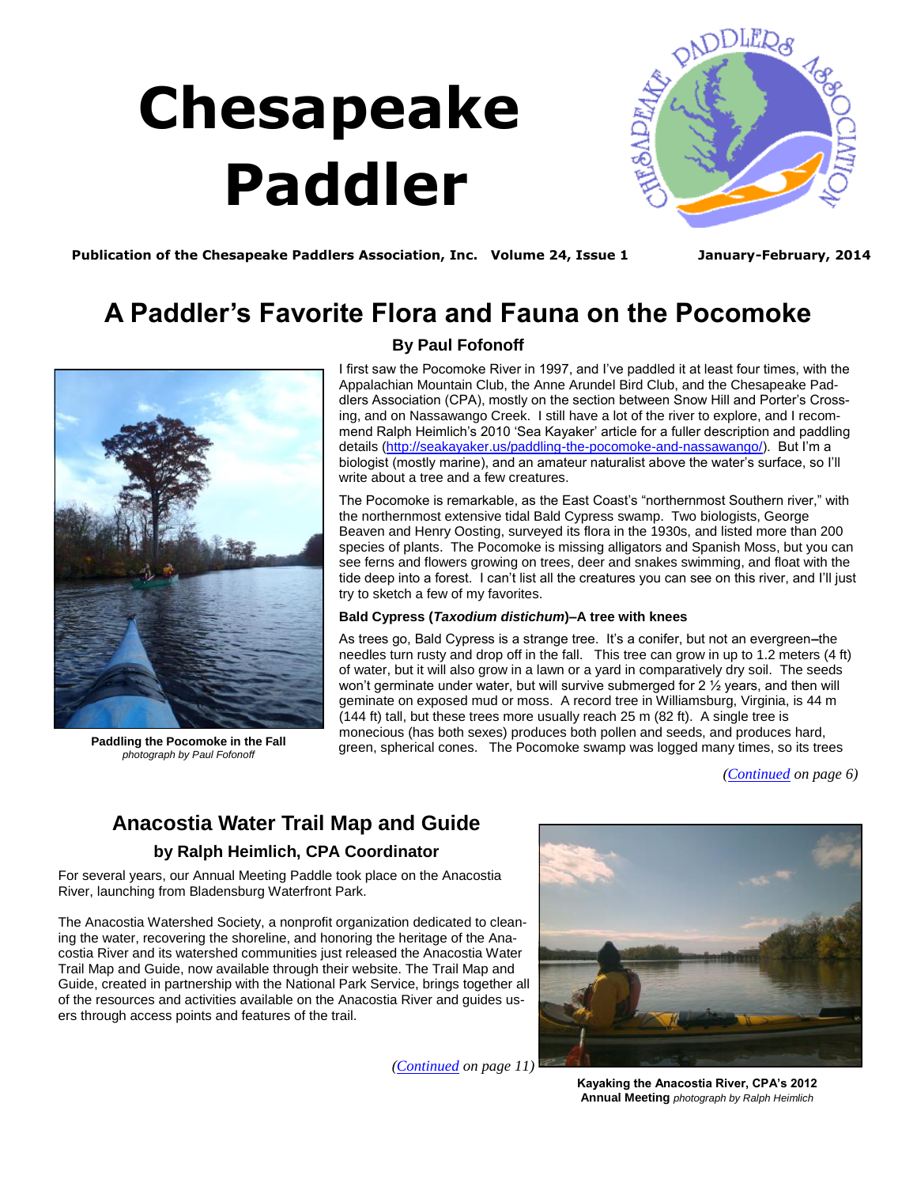# Chesapeake Paddler

**Publication of the Chesapeake Paddlers Association, Inc. Volume 24, Issue 1 January-February, 2014**

## A Paddler's Favorite Flora and Fauna on the Pocomoke

### By Paul Fofonoff

**Paddling the Pocomoke in the Fall**
*photograph by Paul Fofonoff*

I first saw the Pocomoke River in 1997, and I've paddled it at least four times, with the Appalachian Mountain Club, the Anne Arundel Bird Club, and the Chesapeake Paddlers Association (CPA), mostly on the section between Snow Hill and Porter's Crossing, and on Nassawango Creek. I still have a lot of the river to explore, and I recommend Ralph Heimlich's 2010 'Sea Kayaker' article for a fuller description and paddling details (http://seakayaker.us/paddling-the-pocomoke-and-nassawango/). But I'm a biologist (mostly marine), and an amateur naturalist above the water's surface, so I'll write about a tree and a few creatures.

The Pocomoke is remarkable, as the East Coast's "northernmost Southern river," with the northernmost extensive tidal Bald Cypress swamp. Two biologists, George Beaven and Henry Oosting, surveyed its flora in the 1930s, and listed more than 200 species of plants. The Pocomoke is missing alligators and Spanish Moss, but you can see ferns and flowers growing on trees, deer and snakes swimming, and float with the tide deep into a forest. I can't list all the creatures you can see on this river, and I'll just try to sketch a few of my favorites.

**Bald Cypress (*Taxodium distichum*)–A tree with knees**

As trees go, Bald Cypress is a strange tree. It's a conifer, but not an evergreen–the needles turn rusty and drop off in the fall. This tree can grow in up to 1.2 meters (4 ft) of water, but it will also grow in a lawn or a yard in comparatively dry soil. The seeds won't germinate under water, but will survive submerged for 2 ½ years, and then will geminate on exposed mud or moss. A record tree in Williamsburg, Virginia, is 44 m (144 ft) tall, but these trees more usually reach 25 m (82 ft). A single tree is monecious (has both sexes) produces both pollen and seeds, and produces hard, green, spherical cones. The Pocomoke swamp was logged many times, so its trees

*(Continued on page 6)*

## Anacostia Water Trail Map and Guide

### by Ralph Heimlich, CPA Coordinator

For several years, our Annual Meeting Paddle took place on the Anacostia River, launching from Bladensburg Waterfront Park.

The Anacostia Watershed Society, a nonprofit organization dedicated to cleaning the water, recovering the shoreline, and honoring the heritage of the Anacostia River and its watershed communities just released the Anacostia Water Trail Map and Guide, now available through their website. The Trail Map and Guide, created in partnership with the National Park Service, brings together all of the resources and activities available on the Anacostia River and guides users through access points and features of the trail.

*(Continued on page 11)*

**Kayaking the Anacostia River, CPA's 2012 Annual Meeting** *photograph by Ralph Heimlich*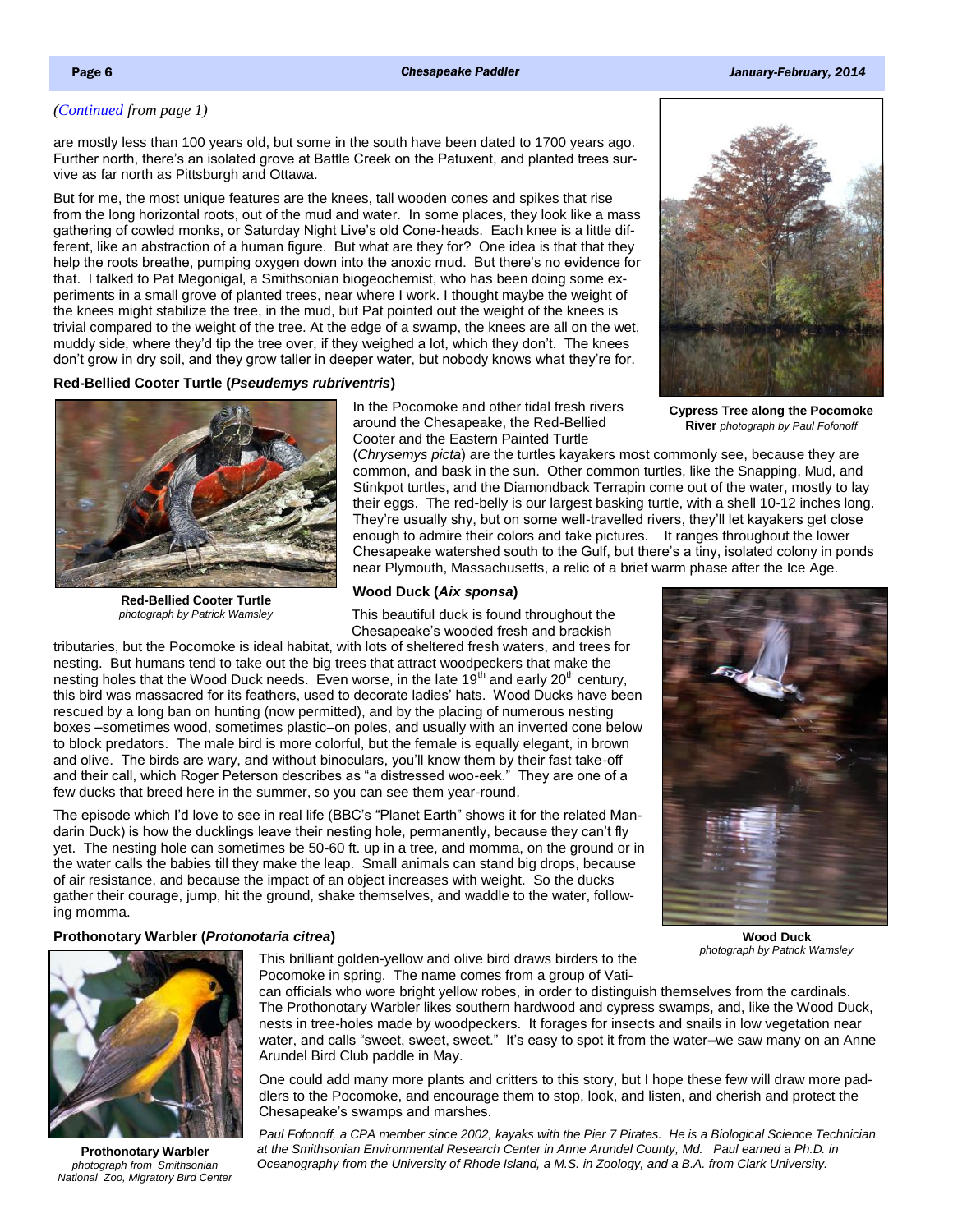*([Continued](#) from page 1)*

are mostly less than 100 years old, but some in the south have been dated to 1700 years ago. Further north, there's an isolated grove at Battle Creek on the Patuxent, and planted trees survive as far north as Pittsburgh and Ottawa.

But for me, the most unique features are the knees, tall wooden cones and spikes that rise from the long horizontal roots, out of the mud and water. In some places, they look like a mass gathering of cowled monks, or Saturday Night Live's old Cone-heads. Each knee is a little different, like an abstraction of a human figure. But what are they for? One idea is that that they help the roots breathe, pumping oxygen down into the anoxic mud. But there's no evidence for that. I talked to Pat Megonigal, a Smithsonian biogeochemist, who has been doing some experiments in a small grove of planted trees, near where I work. I thought maybe the weight of the knees might stabilize the tree, in the mud, but Pat pointed out the weight of the knees is trivial compared to the weight of the tree. At the edge of a swamp, the knees are all on the wet, muddy side, where they'd tip the tree over, if they weighed a lot, which they don't. The knees don't grow in dry soil, and they grow taller in deeper water, but nobody knows what they're for.

**Cypress Tree along the Pocomoke River** *photograph by Paul Fofonoff*

**Red-Bellied Cooter Turtle (*Pseudemys rubriventris*)**

**Red-Bellied Cooter Turtle**
*photograph by Patrick Wamsley*

In the Pocomoke and other tidal fresh rivers around the Chesapeake, the Red-Bellied Cooter and the Eastern Painted Turtle (*Chrysemys picta*) are the turtles kayakers most commonly see, because they are common, and bask in the sun. Other common turtles, like the Snapping, Mud, and Stinkpot turtles, and the Diamondback Terrapin come out of the water, mostly to lay their eggs. The red-belly is our largest basking turtle, with a shell 10-12 inches long. They're usually shy, but on some well-travelled rivers, they'll let kayakers get close enough to admire their colors and take pictures. It ranges throughout the lower Chesapeake watershed south to the Gulf, but there's a tiny, isolated colony in ponds near Plymouth, Massachusetts, a relic of a brief warm phase after the Ice Age.

**Wood Duck (*Aix sponsa*)**

This beautiful duck is found throughout the Chesapeake's wooded fresh and brackish tributaries, but the Pocomoke is ideal habitat, with lots of sheltered fresh waters, and trees for nesting. But humans tend to take out the big trees that attract woodpeckers that make the nesting holes that the Wood Duck needs. Even worse, in the late 19th and early 20th century, this bird was massacred for its feathers, used to decorate ladies' hats. Wood Ducks have been rescued by a long ban on hunting (now permitted), and by the placing of numerous nesting boxes –sometimes wood, sometimes plastic–on poles, and usually with an inverted cone below to block predators. The male bird is more colorful, but the female is equally elegant, in brown and olive. The birds are wary, and without binoculars, you'll know them by their fast take-off and their call, which Roger Peterson describes as "a distressed woo-eek." They are one of a few ducks that breed here in the summer, so you can see them year-round.

The episode which I'd love to see in real life (BBC's "Planet Earth" shows it for the related Mandarin Duck) is how the ducklings leave their nesting hole, permanently, because they can't fly yet. The nesting hole can sometimes be 50-60 ft. up in a tree, and momma, on the ground or in the water calls the babies till they make the leap. Small animals can stand big drops, because of air resistance, and because the impact of an object increases with weight. So the ducks gather their courage, jump, hit the ground, shake themselves, and waddle to the water, following momma.

**Wood Duck**
*photograph by Patrick Wamsley*

**Prothonotary Warbler (*Protonotaria citrea*)**

**Prothonotary Warbler**
*photograph from Smithsonian National Zoo, Migratory Bird Center*

This brilliant golden-yellow and olive bird draws birders to the Pocomoke in spring. The name comes from a group of Vatican officials who wore bright yellow robes, in order to distinguish themselves from the cardinals. The Prothonotary Warbler likes southern hardwood and cypress swamps, and, like the Wood Duck, nests in tree-holes made by woodpeckers. It forages for insects and snails in low vegetation near water, and calls "sweet, sweet, sweet." It's easy to spot it from the water–we saw many on an Anne Arundel Bird Club paddle in May.

One could add many more plants and critters to this story, but I hope these few will draw more paddlers to the Pocomoke, and encourage them to stop, look, and listen, and cherish and protect the Chesapeake's swamps and marshes.

*Paul Fofonoff, a CPA member since 2002, kayaks with the Pier 7 Pirates. He is a Biological Science Technician at the Smithsonian Environmental Research Center in Anne Arundel County, Md. Paul earned a Ph.D. in Oceanography from the University of Rhode Island, a M.S. in Zoology, and a B.A. from Clark University.*